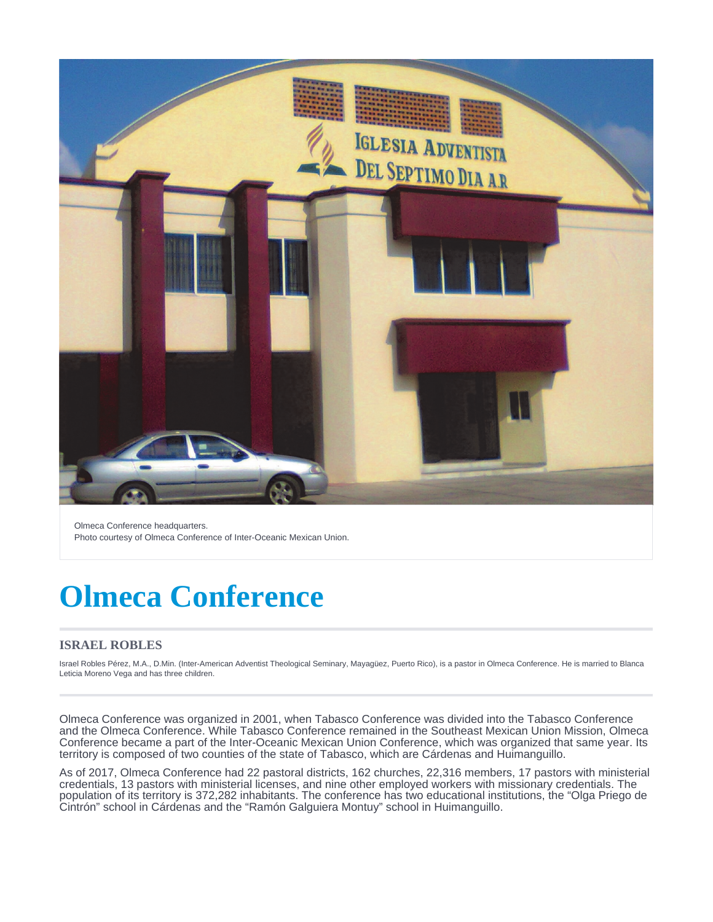Olmeca Conference headquarters.
Photo courtesy of Olmeca Conference of Inter-Oceanic Mexican Union.

# Olmeca Conference

### ISRAEL ROBLES

Israel Robles Pérez, M.A., D.Min. (Inter-American Adventist Theological Seminary, Mayagüez, Puerto Rico), is a pastor in Olmeca Conference. He is married to Blanca Leticia Moreno Vega and has three children.

Olmeca Conference was organized in 2001, when Tabasco Conference was divided into the Tabasco Conference and the Olmeca Conference. While Tabasco Conference remained in the Southeast Mexican Union Mission, Olmeca Conference became a part of the Inter-Oceanic Mexican Union Conference, which was organized that same year. Its territory is composed of two counties of the state of Tabasco, which are Cárdenas and Huimanguillo.

As of 2017, Olmeca Conference had 22 pastoral districts, 162 churches, 22,316 members, 17 pastors with ministerial credentials, 13 pastors with ministerial licenses, and nine other employed workers with missionary credentials. The population of its territory is 372,282 inhabitants. The conference has two educational institutions, the "Olga Priego de Cintrón" school in Cárdenas and the "Ramón Galguiera Montuy" school in Huimanguillo.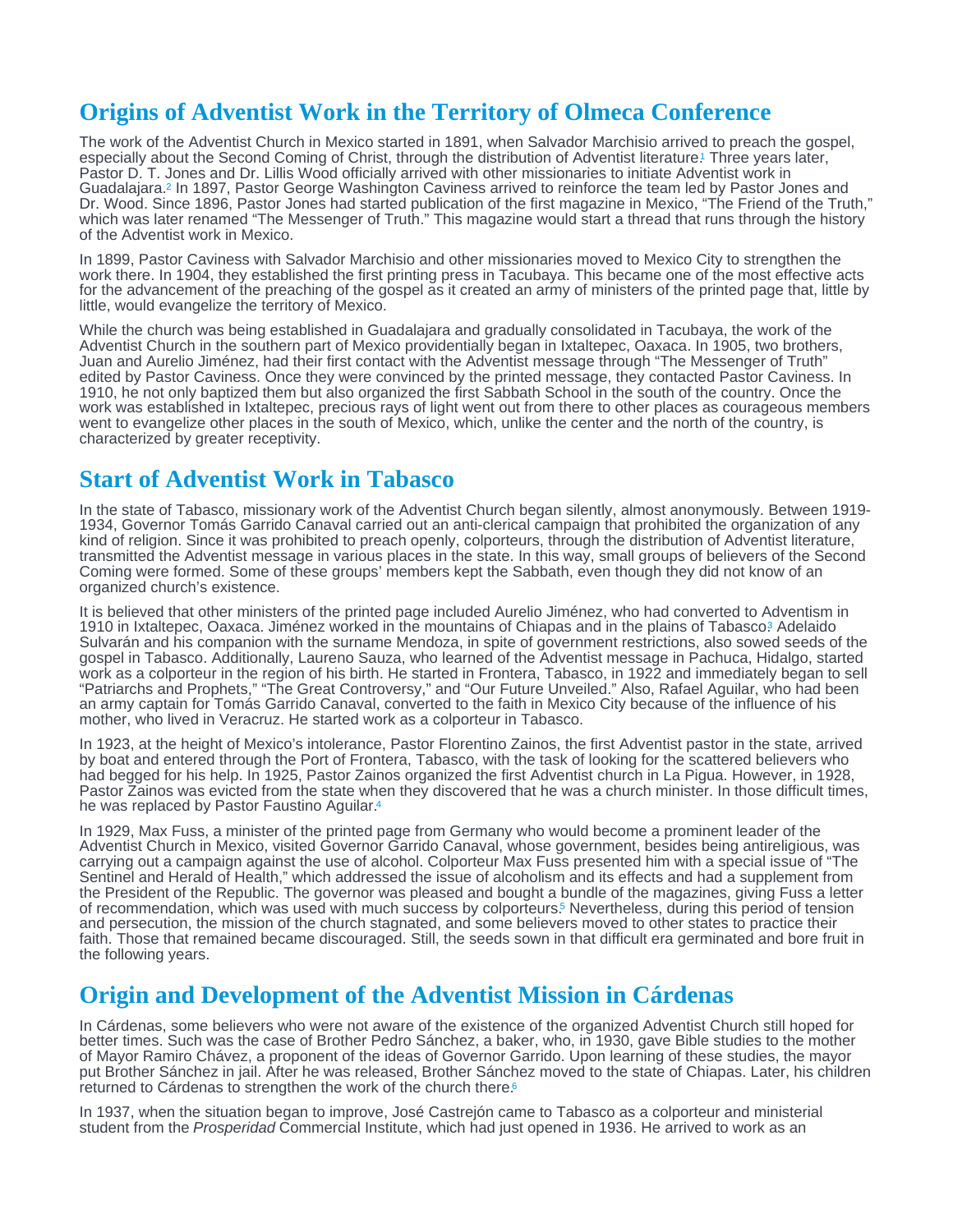## Origins of Adventist Work in the Territory of Olmeca Conference

The work of the Adventist Church in Mexico started in 1891, when Salvador Marchisio arrived to preach the gospel, especially about the Second Coming of Christ, through the distribution of Adventist literature.[1] Three years later, Pastor D. T. Jones and Dr. Lillis Wood officially arrived with other missionaries to initiate Adventist work in Guadalajara.[2] In 1897, Pastor George Washington Caviness arrived to reinforce the team led by Pastor Jones and Dr. Wood. Since 1896, Pastor Jones had started publication of the first magazine in Mexico, "The Friend of the Truth," which was later renamed "The Messenger of Truth." This magazine would start a thread that runs through the history of the Adventist work in Mexico.

In 1899, Pastor Caviness with Salvador Marchisio and other missionaries moved to Mexico City to strengthen the work there. In 1904, they established the first printing press in Tacubaya. This became one of the most effective acts for the advancement of the preaching of the gospel as it created an army of ministers of the printed page that, little by little, would evangelize the territory of Mexico.

While the church was being established in Guadalajara and gradually consolidated in Tacubaya, the work of the Adventist Church in the southern part of Mexico providentially began in Ixtaltepec, Oaxaca. In 1905, two brothers, Juan and Aurelio Jiménez, had their first contact with the Adventist message through "The Messenger of Truth" edited by Pastor Caviness. Once they were convinced by the printed message, they contacted Pastor Caviness. In 1910, he not only baptized them but also organized the first Sabbath School in the south of the country. Once the work was established in Ixtaltepec, precious rays of light went out from there to other places as courageous members went to evangelize other places in the south of Mexico, which, unlike the center and the north of the country, is characterized by greater receptivity.

## Start of Adventist Work in Tabasco

In the state of Tabasco, missionary work of the Adventist Church began silently, almost anonymously. Between 1919-1934, Governor Tomás Garrido Canaval carried out an anti-clerical campaign that prohibited the organization of any kind of religion. Since it was prohibited to preach openly, colporteurs, through the distribution of Adventist literature, transmitted the Adventist message in various places in the state. In this way, small groups of believers of the Second Coming were formed. Some of these groups' members kept the Sabbath, even though they did not know of an organized church's existence.

It is believed that other ministers of the printed page included Aurelio Jiménez, who had converted to Adventism in 1910 in Ixtaltepec, Oaxaca. Jiménez worked in the mountains of Chiapas and in the plains of Tabasco.[3] Adelaido Sulvarán and his companion with the surname Mendoza, in spite of government restrictions, also sowed seeds of the gospel in Tabasco. Additionally, Laureno Sauza, who learned of the Adventist message in Pachuca, Hidalgo, started work as a colporteur in the region of his birth. He started in Frontera, Tabasco, in 1922 and immediately began to sell "Patriarchs and Prophets," "The Great Controversy," and "Our Future Unveiled." Also, Rafael Aguilar, who had been an army captain for Tomás Garrido Canaval, converted to the faith in Mexico City because of the influence of his mother, who lived in Veracruz. He started work as a colporteur in Tabasco.

In 1923, at the height of Mexico's intolerance, Pastor Florentino Zainos, the first Adventist pastor in the state, arrived by boat and entered through the Port of Frontera, Tabasco, with the task of looking for the scattered believers who had begged for his help. In 1925, Pastor Zainos organized the first Adventist church in La Pigua. However, in 1928, Pastor Zainos was evicted from the state when they discovered that he was a church minister. In those difficult times, he was replaced by Pastor Faustino Aguilar.[4]

In 1929, Max Fuss, a minister of the printed page from Germany who would become a prominent leader of the Adventist Church in Mexico, visited Governor Garrido Canaval, whose government, besides being antireligious, was carrying out a campaign against the use of alcohol. Colporteur Max Fuss presented him with a special issue of "The Sentinel and Herald of Health," which addressed the issue of alcoholism and its effects and had a supplement from the President of the Republic. The governor was pleased and bought a bundle of the magazines, giving Fuss a letter of recommendation, which was used with much success by colporteurs.[5] Nevertheless, during this period of tension and persecution, the mission of the church stagnated, and some believers moved to other states to practice their faith. Those that remained became discouraged. Still, the seeds sown in that difficult era germinated and bore fruit in the following years.

## Origin and Development of the Adventist Mission in Cárdenas

In Cárdenas, some believers who were not aware of the existence of the organized Adventist Church still hoped for better times. Such was the case of Brother Pedro Sánchez, a baker, who, in 1930, gave Bible studies to the mother of Mayor Ramiro Chávez, a proponent of the ideas of Governor Garrido. Upon learning of these studies, the mayor put Brother Sánchez in jail. After he was released, Brother Sánchez moved to the state of Chiapas. Later, his children returned to Cárdenas to strengthen the work of the church there.[6]

In 1937, when the situation began to improve, José Castrejón came to Tabasco as a colporteur and ministerial student from the *Prosperidad* Commercial Institute, which had just opened in 1936. He arrived to work as an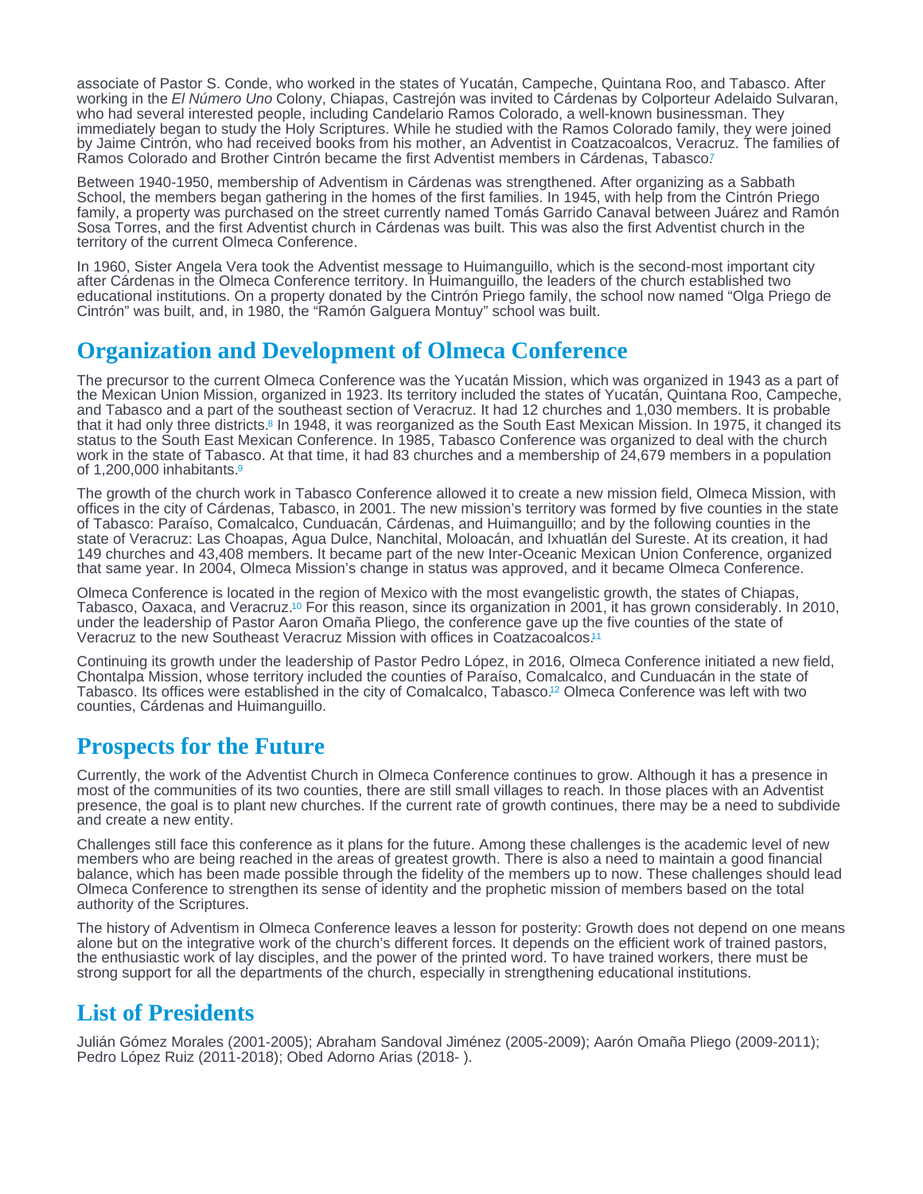associate of Pastor S. Conde, who worked in the states of Yucatán, Campeche, Quintana Roo, and Tabasco. After working in the *El Número Uno* Colony, Chiapas, Castrejón was invited to Cárdenas by Colporteur Adelaido Sulvaran, who had several interested people, including Candelario Ramos Colorado, a well-known businessman. They immediately began to study the Holy Scriptures. While he studied with the Ramos Colorado family, they were joined by Jaime Cintrón, who had received books from his mother, an Adventist in Coatzacoalcos, Veracruz. The families of Ramos Colorado and Brother Cintrón became the first Adventist members in Cárdenas, Tabasco.[7]

Between 1940-1950, membership of Adventism in Cárdenas was strengthened. After organizing as a Sabbath School, the members began gathering in the homes of the first families. In 1945, with help from the Cintrón Priego family, a property was purchased on the street currently named Tomás Garrido Canaval between Juárez and Ramón Sosa Torres, and the first Adventist church in Cárdenas was built. This was also the first Adventist church in the territory of the current Olmeca Conference.

In 1960, Sister Angela Vera took the Adventist message to Huimanguillo, which is the second-most important city after Cárdenas in the Olmeca Conference territory. In Huimanguillo, the leaders of the church established two educational institutions. On a property donated by the Cintrón Priego family, the school now named "Olga Priego de Cintrón" was built, and, in 1980, the "Ramón Galguera Montuy" school was built.

## Organization and Development of Olmeca Conference

The precursor to the current Olmeca Conference was the Yucatán Mission, which was organized in 1943 as a part of the Mexican Union Mission, organized in 1923. Its territory included the states of Yucatán, Quintana Roo, Campeche, and Tabasco and a part of the southeast section of Veracruz. It had 12 churches and 1,030 members. It is probable that it had only three districts.[8] In 1948, it was reorganized as the South East Mexican Mission. In 1975, it changed its status to the South East Mexican Conference. In 1985, Tabasco Conference was organized to deal with the church work in the state of Tabasco. At that time, it had 83 churches and a membership of 24,679 members in a population of 1,200,000 inhabitants.[9]

The growth of the church work in Tabasco Conference allowed it to create a new mission field, Olmeca Mission, with offices in the city of Cárdenas, Tabasco, in 2001. The new mission's territory was formed by five counties in the state of Tabasco: Paraíso, Comalcalco, Cunduacán, Cárdenas, and Huimanguillo; and by the following counties in the state of Veracruz: Las Choapas, Agua Dulce, Nanchital, Moloacán, and Ixhuatlán del Sureste. At its creation, it had 149 churches and 43,408 members. It became part of the new Inter-Oceanic Mexican Union Conference, organized that same year. In 2004, Olmeca Mission's change in status was approved, and it became Olmeca Conference.

Olmeca Conference is located in the region of Mexico with the most evangelistic growth, the states of Chiapas, Tabasco, Oaxaca, and Veracruz.[10] For this reason, since its organization in 2001, it has grown considerably. In 2010, under the leadership of Pastor Aaron Omaña Pliego, the conference gave up the five counties of the state of Veracruz to the new Southeast Veracruz Mission with offices in Coatzacoalcos.[11]

Continuing its growth under the leadership of Pastor Pedro López, in 2016, Olmeca Conference initiated a new field, Chontalpa Mission, whose territory included the counties of Paraíso, Comalcalco, and Cunduacán in the state of Tabasco. Its offices were established in the city of Comalcalco, Tabasco.[12] Olmeca Conference was left with two counties, Cárdenas and Huimanguillo.

## Prospects for the Future

Currently, the work of the Adventist Church in Olmeca Conference continues to grow. Although it has a presence in most of the communities of its two counties, there are still small villages to reach. In those places with an Adventist presence, the goal is to plant new churches. If the current rate of growth continues, there may be a need to subdivide and create a new entity.

Challenges still face this conference as it plans for the future. Among these challenges is the academic level of new members who are being reached in the areas of greatest growth. There is also a need to maintain a good financial balance, which has been made possible through the fidelity of the members up to now. These challenges should lead Olmeca Conference to strengthen its sense of identity and the prophetic mission of members based on the total authority of the Scriptures.

The history of Adventism in Olmeca Conference leaves a lesson for posterity: Growth does not depend on one means alone but on the integrative work of the church's different forces. It depends on the efficient work of trained pastors, the enthusiastic work of lay disciples, and the power of the printed word. To have trained workers, there must be strong support for all the departments of the church, especially in strengthening educational institutions.

## List of Presidents

Julián Gómez Morales (2001-2005); Abraham Sandoval Jiménez (2005-2009); Aarón Omaña Pliego (2009-2011); Pedro López Ruiz (2011-2018); Obed Adorno Arias (2018- ).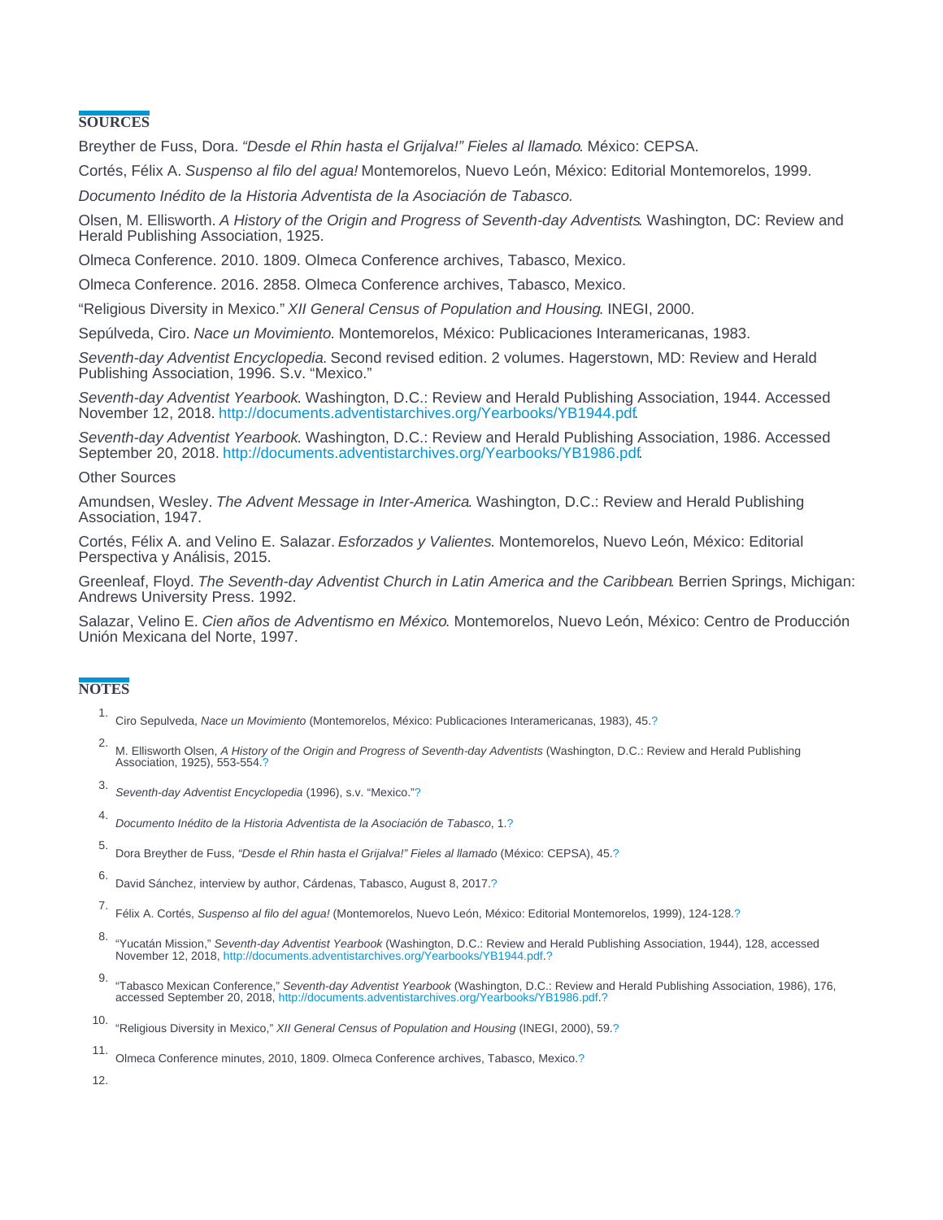## SOURCES

Breyther de Fuss, Dora. *"Desde el Rhin hasta el Grijalva!" Fieles al llamado*. México: CEPSA.

Cortés, Félix A. *Suspenso al filo del agua!* Montemorelos, Nuevo León, México: Editorial Montemorelos, 1999.

*Documento Inédito de la Historia Adventista de la Asociación de Tabasco.*

Olsen, M. Ellisworth. *A History of the Origin and Progress of Seventh-day Adventists*. Washington, DC: Review and Herald Publishing Association, 1925.

Olmeca Conference. 2010. 1809. Olmeca Conference archives, Tabasco, Mexico.

Olmeca Conference. 2016. 2858. Olmeca Conference archives, Tabasco, Mexico.

"Religious Diversity in Mexico." *XII General Census of Population and Housing*. INEGI, 2000.

Sepúlveda, Ciro. *Nace un Movimiento*. Montemorelos, México: Publicaciones Interamericanas, 1983.

*Seventh-day Adventist Encyclopedia.* Second revised edition. 2 volumes. Hagerstown, MD: Review and Herald Publishing Association, 1996. S.v. "Mexico."

*Seventh-day Adventist Yearbook*. Washington, D.C.: Review and Herald Publishing Association, 1944. Accessed November 12, 2018. http://documents.adventistarchives.org/Yearbooks/YB1944.pdf.

*Seventh-day Adventist Yearbook*. Washington, D.C.: Review and Herald Publishing Association, 1986. Accessed September 20, 2018. http://documents.adventistarchives.org/Yearbooks/YB1986.pdf.

Other Sources

Amundsen, Wesley. *The Advent Message in Inter-America*. Washington, D.C.: Review and Herald Publishing Association, 1947.

Cortés, Félix A. and Velino E. Salazar. *Esforzados y Valientes*. Montemorelos, Nuevo León, México: Editorial Perspectiva y Análisis, 2015.

Greenleaf, Floyd. *The Seventh-day Adventist Church in Latin America and the Caribbean*. Berrien Springs, Michigan: Andrews University Press. 1992.

Salazar, Velino E. *Cien años de Adventismo en México*. Montemorelos, Nuevo León, México: Centro de Producción Unión Mexicana del Norte, 1997.

## NOTES

1. Ciro Sepulveda, *Nace un Movimiento* (Montemorelos, México: Publicaciones Interamericanas, 1983), 45.?
2. M. Ellisworth Olsen, *A History of the Origin and Progress of Seventh-day Adventists* (Washington, D.C.: Review and Herald Publishing Association, 1925), 553-554.?
3. *Seventh-day Adventist Encyclopedia* (1996), s.v. "Mexico."?
4. *Documento Inédito de la Historia Adventista de la Asociación de Tabasco*, 1.?
5. Dora Breyther de Fuss, *"Desde el Rhin hasta el Grijalva!" Fieles al llamado* (México: CEPSA), 45.?
6. David Sánchez, interview by author, Cárdenas, Tabasco, August 8, 2017.?
7. Félix A. Cortés, *Suspenso al filo del agua!* (Montemorelos, Nuevo León, México: Editorial Montemorelos, 1999), 124-128.?
8. "Yucatán Mission," *Seventh-day Adventist Yearbook* (Washington, D.C.: Review and Herald Publishing Association, 1944), 128, accessed November 12, 2018, http://documents.adventistarchives.org/Yearbooks/YB1944.pdf.?
9. "Tabasco Mexican Conference," *Seventh-day Adventist Yearbook* (Washington, D.C.: Review and Herald Publishing Association, 1986), 176, accessed September 20, 2018, http://documents.adventistarchives.org/Yearbooks/YB1986.pdf.?
10. "Religious Diversity in Mexico," *XII General Census of Population and Housing* (INEGI, 2000), 59.?
11. Olmeca Conference minutes, 2010, 1809. Olmeca Conference archives, Tabasco, Mexico.?
12.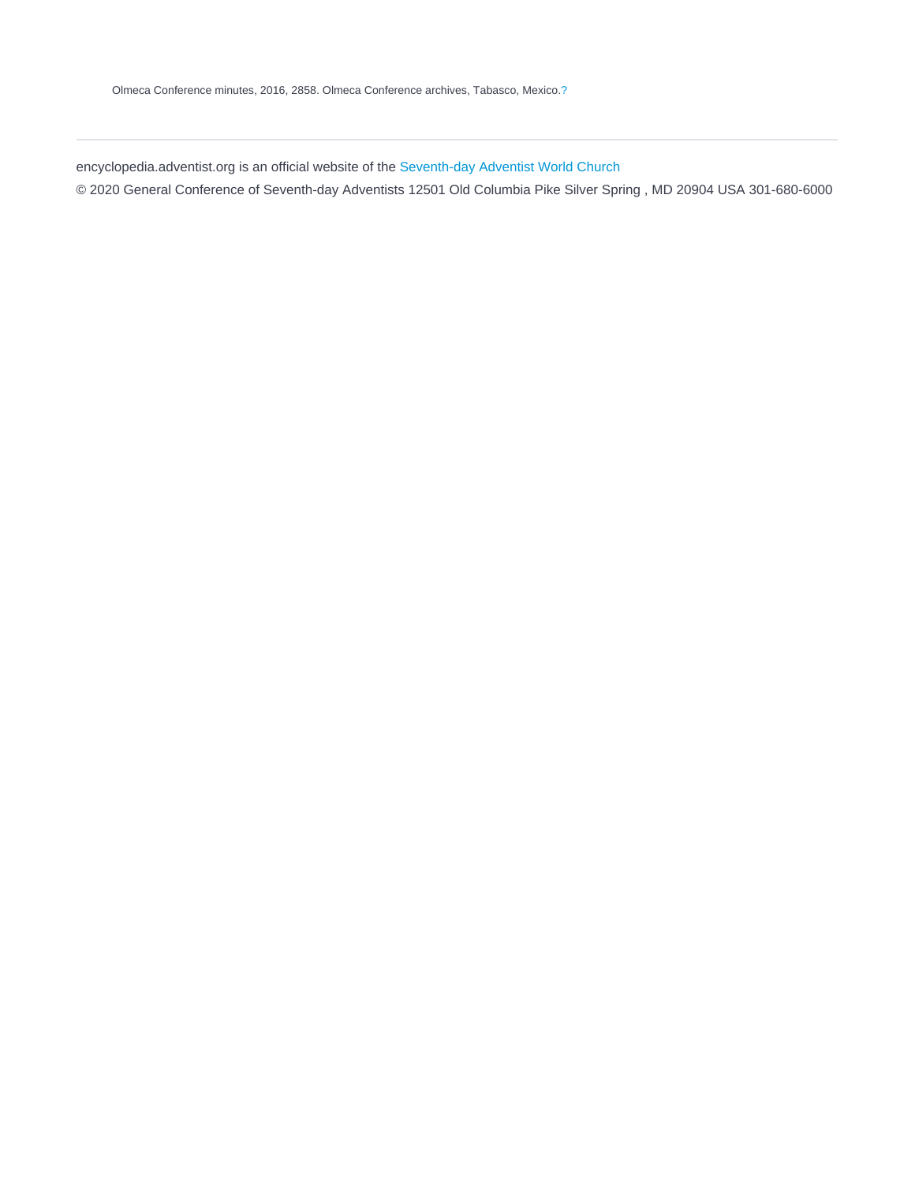Olmeca Conference minutes, 2016, 2858. Olmeca Conference archives, Tabasco, Mexico.?

---

encyclopedia.adventist.org is an official website of the Seventh-day Adventist World Church

© 2020 General Conference of Seventh-day Adventists 12501 Old Columbia Pike Silver Spring , MD 20904 USA 301-680-6000